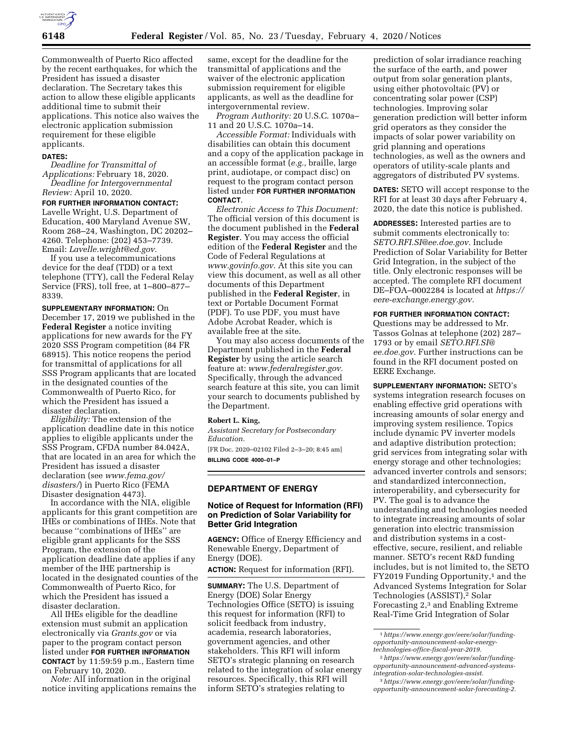Commonwealth of Puerto Rico affected by the recent earthquakes, for which the President has issued a disaster declaration. The Secretary takes this action to allow these eligible applicants additional time to submit their applications. This notice also waives the electronic application submission requirement for these eligible applicants.

**DATES:**

*Deadline for Transmittal of Applications:* February 18, 2020.

*Deadline for Intergovernmental Review:* April 10, 2020.

**FOR FURTHER INFORMATION CONTACT:** Lavelle Wright, U.S. Department of Education, 400 Maryland Avenue SW, Room 268–24, Washington, DC 20202–4260. Telephone: (202) 453–7739. Email: *Lavelle.wright@ed.gov.*

If you use a telecommunications device for the deaf (TDD) or a text telephone (TTY), call the Federal Relay Service (FRS), toll free, at 1–800–877–8339.

**SUPPLEMENTARY INFORMATION:** On December 17, 2019 we published in the **Federal Register** a notice inviting applications for new awards for the FY 2020 SSS Program competition (84 FR 68915). This notice reopens the period for transmittal of applications for all SSS Program applicants that are located in the designated counties of the Commonwealth of Puerto Rico, for which the President has issued a disaster declaration.

*Eligibility:* The extension of the application deadline date in this notice applies to eligible applicants under the SSS Program, CFDA number 84.042A, that are located in an area for which the President has issued a disaster declaration (see *www.fema.gov/disasters/*) in Puerto Rico (FEMA Disaster designation 4473).

In accordance with the NIA, eligible applicants for this grant competition are IHEs or combinations of IHEs. Note that because ''combinations of IHEs'' are eligible grant applicants for the SSS Program, the extension of the application deadline date applies if any member of the IHE partnership is located in the designated counties of the Commonwealth of Puerto Rico, for which the President has issued a disaster declaration.

All IHEs eligible for the deadline extension must submit an application electronically via *Grants.gov* or via paper to the program contact person listed under **FOR FURTHER INFORMATION CONTACT** by 11:59:59 p.m., Eastern time on February 10, 2020.

*Note:* All information in the original notice inviting applications remains the same, except for the deadline for the transmittal of applications and the waiver of the electronic application submission requirement for eligible applicants, as well as the deadline for intergovernmental review.

*Program Authority:* 20 U.S.C. 1070a–11 and 20 U.S.C. 1070a–14.

*Accessible Format:* Individuals with disabilities can obtain this document and a copy of the application package in an accessible format (*e.g.,* braille, large print, audiotape, or compact disc) on request to the program contact person listed under **FOR FURTHER INFORMATION CONTACT**.

*Electronic Access to This Document:* The official version of this document is the document published in the **Federal Register**. You may access the official edition of the **Federal Register** and the Code of Federal Regulations at *www.govinfo.gov.* At this site you can view this document, as well as all other documents of this Department published in the **Federal Register**, in text or Portable Document Format (PDF). To use PDF, you must have Adobe Acrobat Reader, which is available free at the site.

You may also access documents of the Department published in the **Federal Register** by using the article search feature at: *www.federalregister.gov.* Specifically, through the advanced search feature at this site, you can limit your search to documents published by the Department.

**Robert L. King,**

*Assistant Secretary for Postsecondary Education.*

[FR Doc. 2020–02102 Filed 2–3–20; 8:45 am]

**BILLING CODE 4000–01–P**

## DEPARTMENT OF ENERGY

### Notice of Request for Information (RFI) on Prediction of Solar Variability for Better Grid Integration

**AGENCY:** Office of Energy Efficiency and Renewable Energy, Department of Energy (DOE).

**ACTION:** Request for information (RFI).

**SUMMARY:** The U.S. Department of Energy (DOE) Solar Energy Technologies Office (SETO) is issuing this request for information (RFI) to solicit feedback from industry, academia, research laboratories, government agencies, and other stakeholders. This RFI will inform SETO's strategic planning on research related to the integration of solar energy resources. Specifically, this RFI will inform SETO's strategies relating to prediction of solar irradiance reaching the surface of the earth, and power output from solar generation plants, using either photovoltaic (PV) or concentrating solar power (CSP) technologies. Improving solar generation prediction will better inform grid operators as they consider the impacts of solar power variability on grid planning and operations technologies, as well as the owners and operators of utility-scale plants and aggregators of distributed PV systems.

**DATES:** SETO will accept response to the RFI for at least 30 days after February 4, 2020, the date this notice is published.

**ADDRESSES:** Interested parties are to submit comments electronically to: *SETO.RFI.SI@ee.doe.gov.* Include Prediction of Solar Variability for Better Grid Integration, in the subject of the title. Only electronic responses will be accepted. The complete RFI document DE–FOA–0002284 is located at *https://eere-exchange.energy.gov.*

**FOR FURTHER INFORMATION CONTACT:** Questions may be addressed to Mr. Tassos Golnas at telephone (202) 287–1793 or by email *SETO.RFI.SI@ee.doe.gov.* Further instructions can be found in the RFI document posted on EERE Exchange.

**SUPPLEMENTARY INFORMATION:** SETO's systems integration research focuses on enabling effective grid operations with increasing amounts of solar energy and improving system resilience. Topics include dynamic PV inverter models and adaptive distribution protection; grid services from integrating solar with energy storage and other technologies; advanced inverter controls and sensors; and standardized interconnection, interoperability, and cybersecurity for PV. The goal is to advance the understanding and technologies needed to integrate increasing amounts of solar generation into electric transmission and distribution systems in a cost-effective, secure, resilient, and reliable manner. SETO's recent R&D funding includes, but is not limited to, the SETO FY2019 Funding Opportunity,[1] and the Advanced Systems Integration for Solar Technologies (ASSIST),[2] Solar Forecasting 2,[3] and Enabling Extreme Real-Time Grid Integration of Solar

[1] *https://www.energy.gov/eere/solar/funding-opportunity-announcement-solar-energy-technologies-office-fiscal-year-2019.*

[2] *https://www.energy.gov/eere/solar/funding-opportunity-announcement-advanced-systems-integration-solar-technologies-assist.*

[3] *https://www.energy.gov/eere/solar/funding-opportunity-announcement-solar-forecasting-2.*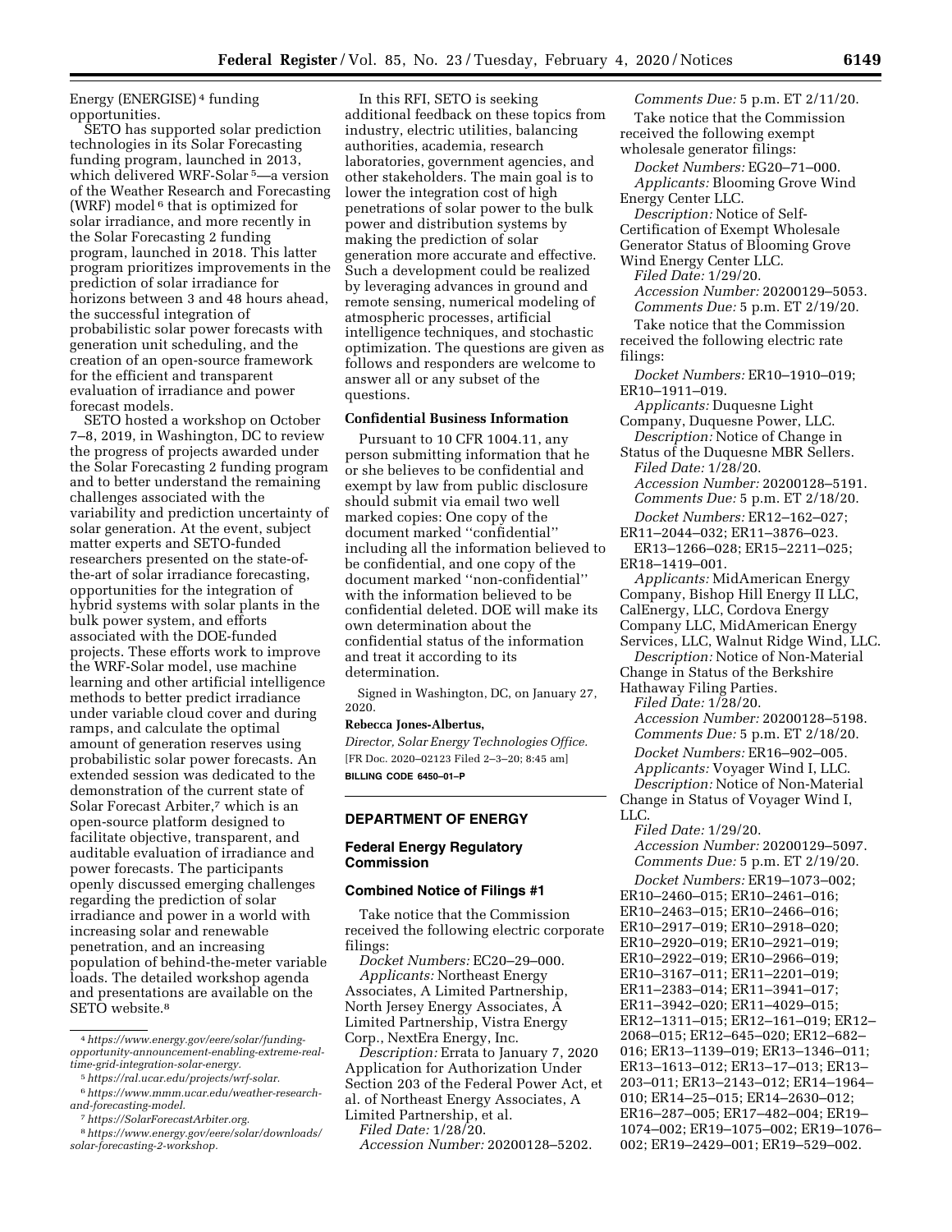Energy (ENERGISE)[4] funding opportunities.

SETO has supported solar prediction technologies in its Solar Forecasting funding program, launched in 2013, which delivered WRF-Solar[5]—a version of the Weather Research and Forecasting (WRF) model[6] that is optimized for solar irradiance, and more recently in the Solar Forecasting 2 funding program, launched in 2018. This latter program prioritizes improvements in the prediction of solar irradiance for horizons between 3 and 48 hours ahead, the successful integration of probabilistic solar power forecasts with generation unit scheduling, and the creation of an open-source framework for the efficient and transparent evaluation of irradiance and power forecast models.

SETO hosted a workshop on October 7–8, 2019, in Washington, DC to review the progress of projects awarded under the Solar Forecasting 2 funding program and to better understand the remaining challenges associated with the variability and prediction uncertainty of solar generation. At the event, subject matter experts and SETO-funded researchers presented on the state-of-the-art of solar irradiance forecasting, opportunities for the integration of hybrid systems with solar plants in the bulk power system, and efforts associated with the DOE-funded projects. These efforts work to improve the WRF-Solar model, use machine learning and other artificial intelligence methods to better predict irradiance under variable cloud cover and during ramps, and calculate the optimal amount of generation reserves using probabilistic solar power forecasts. An extended session was dedicated to the demonstration of the current state of Solar Forecast Arbiter,[7] which is an open-source platform designed to facilitate objective, transparent, and auditable evaluation of irradiance and power forecasts. The participants openly discussed emerging challenges regarding the prediction of solar irradiance and power in a world with increasing solar and renewable penetration, and an increasing population of behind-the-meter variable loads. The detailed workshop agenda and presentations are available on the SETO website.[8]

[4] *https://www.energy.gov/eere/solar/funding-opportunity-announcement-enabling-extreme-real-time-grid-integration-solar-energy.*

[5] *https://ral.ucar.edu/projects/wrf-solar.*

[6] *https://www.mmm.ucar.edu/weather-research-and-forecasting-model.*

[7] *https://SolarForecastArbiter.org.*

[8] *https://www.energy.gov/eere/solar/downloads/solar-forecasting-2-workshop.*

In this RFI, SETO is seeking additional feedback on these topics from industry, electric utilities, balancing authorities, academia, research laboratories, government agencies, and other stakeholders. The main goal is to lower the integration cost of high penetrations of solar power to the bulk power and distribution systems by making the prediction of solar generation more accurate and effective. Such a development could be realized by leveraging advances in ground and remote sensing, numerical modeling of atmospheric processes, artificial intelligence techniques, and stochastic optimization. The questions are given as follows and responders are welcome to answer all or any subset of the questions.

### Confidential Business Information

Pursuant to 10 CFR 1004.11, any person submitting information that he or she believes to be confidential and exempt by law from public disclosure should submit via email two well marked copies: One copy of the document marked ''confidential'' including all the information believed to be confidential, and one copy of the document marked ''non-confidential'' with the information believed to be confidential deleted. DOE will make its own determination about the confidential status of the information and treat it according to its determination.

Signed in Washington, DC, on January 27, 2020.

**Rebecca Jones-Albertus,**

*Director, Solar Energy Technologies Office.*

[FR Doc. 2020–02123 Filed 2–3–20; 8:45 am]

**BILLING CODE 6450–01–P**

## DEPARTMENT OF ENERGY

### Federal Energy Regulatory Commission

### Combined Notice of Filings #1

Take notice that the Commission received the following electric corporate filings:

*Docket Numbers:* EC20–29–000.

*Applicants:* Northeast Energy Associates, A Limited Partnership, North Jersey Energy Associates, A Limited Partnership, Vistra Energy Corp., NextEra Energy, Inc.

*Description:* Errata to January 7, 2020 Application for Authorization Under Section 203 of the Federal Power Act, et al. of Northeast Energy Associates, A Limited Partnership, et al.

*Filed Date:* 1/28/20.

*Accession Number:* 20200128–5202.

*Comments Due:* 5 p.m. ET 2/11/20.

Take notice that the Commission received the following exempt wholesale generator filings:

*Docket Numbers:* EG20–71–000.

*Applicants:* Blooming Grove Wind Energy Center LLC.

*Description:* Notice of Self-Certification of Exempt Wholesale Generator Status of Blooming Grove Wind Energy Center LLC.

*Filed Date:* 1/29/20.

*Accession Number:* 20200129–5053.

*Comments Due:* 5 p.m. ET 2/19/20.

Take notice that the Commission received the following electric rate filings:

*Docket Numbers:* ER10–1910–019; ER10–1911–019.

*Applicants:* Duquesne Light Company, Duquesne Power, LLC.

*Description:* Notice of Change in Status of the Duquesne MBR Sellers.

*Filed Date:* 1/28/20.

*Accession Number:* 20200128–5191.

*Comments Due:* 5 p.m. ET 2/18/20.

*Docket Numbers:* ER12–162–027; ER11–2044–032; ER11–3876–023. ER13–1266–028; ER15–2211–025; ER18–1419–001.

*Applicants:* MidAmerican Energy Company, Bishop Hill Energy II LLC, CalEnergy, LLC, Cordova Energy Company LLC, MidAmerican Energy Services, LLC, Walnut Ridge Wind, LLC.

*Description:* Notice of Non-Material Change in Status of the Berkshire Hathaway Filing Parties.

*Filed Date:* 1/28/20.

*Accession Number:* 20200128–5198.

*Comments Due:* 5 p.m. ET 2/18/20.

*Docket Numbers:* ER16–902–005.

*Applicants:* Voyager Wind I, LLC.

*Description:* Notice of Non-Material Change in Status of Voyager Wind I, LLC.

*Filed Date:* 1/29/20.

*Accession Number:* 20200129–5097.

*Comments Due:* 5 p.m. ET 2/19/20.

*Docket Numbers:* ER19–1073–002; ER10–2460–015; ER10–2461–016; ER10–2463–015; ER10–2466–016; ER10–2917–019; ER10–2918–020; ER10–2920–019; ER10–2921–019; ER10–2922–019; ER10–2966–019; ER10–3167–011; ER11–2201–019; ER11–2383–014; ER11–3941–017; ER11–3942–020; ER11–4029–015; ER12–1311–015; ER12–161–019; ER12–2068–015; ER12–645–020; ER12–682–016; ER13–1139–019; ER13–1346–011; ER13–1613–012; ER13–17–013; ER13–203–011; ER13–2143–012; ER14–1964–010; ER14–25–015; ER14–2630–012; ER16–287–005; ER17–482–004; ER19–1074–002; ER19–1075–002; ER19–1076–002; ER19–2429–001; ER19–529–002.